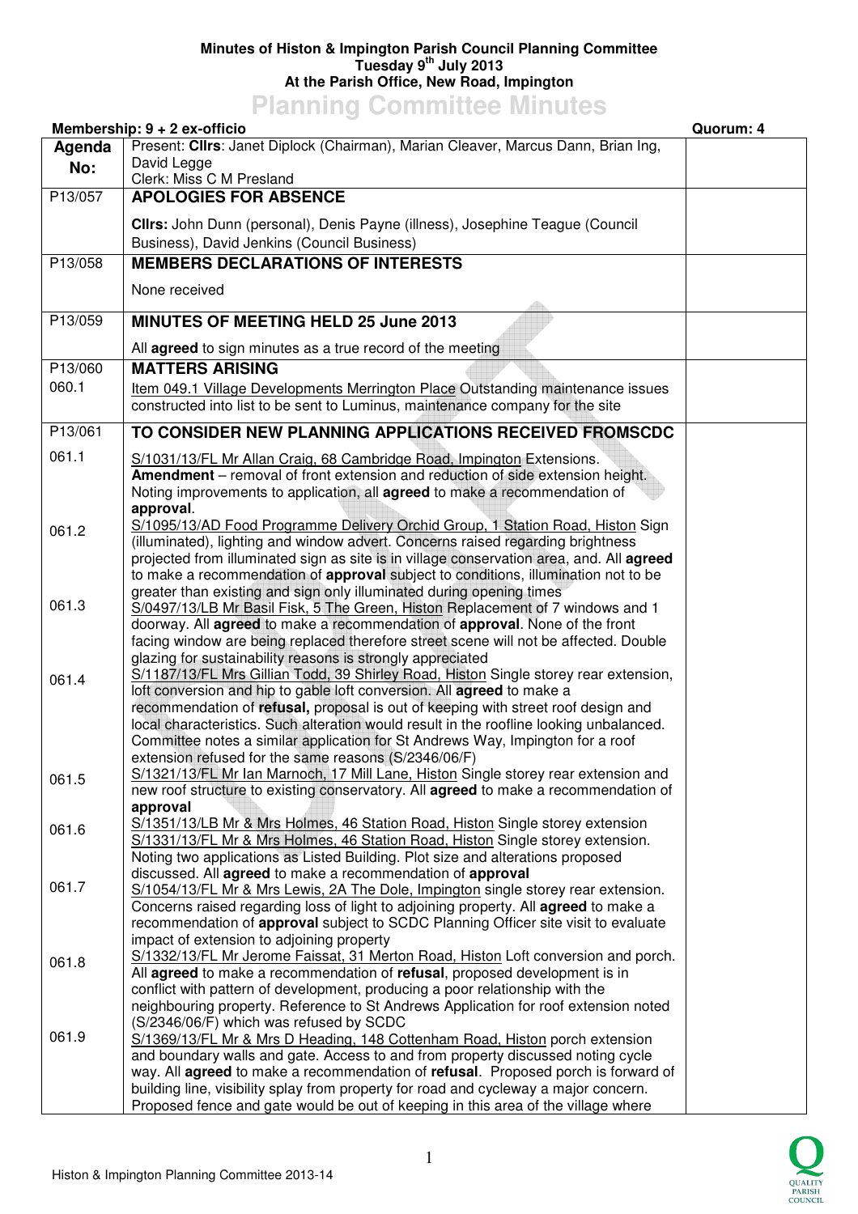**Minutes of Histon & Impington Parish Council Planning Committee**
**Tuesday 9th July 2013**
**At the Parish Office, New Road, Impington**

# Planning Committee Minutes

**Membership: 9 + 2 ex-officio** | **Quorum: 4**

| Agenda No: | Present: **Cllrs**: Janet Diplock (Chairman), Marian Cleaver, Marcus Dann, Brian Ing, David Legge<br>Clerk: Miss C M Presland | |
|---|---|---|
| P13/057 | **APOLOGIES FOR ABSENCE**<br><br>**Cllrs:** John Dunn (personal), Denis Payne (illness), Josephine Teague (Council Business), David Jenkins (Council Business) | |
| P13/058 | **MEMBERS DECLARATIONS OF INTERESTS**<br><br>None received | |
| P13/059 | **MINUTES OF MEETING HELD 25 June 2013**<br><br>All **agreed** to sign minutes as a true record of the meeting | |
| P13/060<br>060.1 | **MATTERS ARISING**<br>Item 049.1 Village Developments Merrington Place Outstanding maintenance issues constructed into list to be sent to Luminus, maintenance company for the site | |
| P13/061 | **TO CONSIDER NEW PLANNING APPLICATIONS RECEIVED FROMSCDC** | |
| 061.1 | S/1031/13/FL Mr Allan Craig, 68 Cambridge Road, Impington Extensions. **Amendment** – removal of front extension and reduction of side extension height. Noting improvements to application, all **agreed** to make a recommendation of **approval**. | |
| 061.2 | S/1095/13/AD Food Programme Delivery Orchid Group, 1 Station Road, Histon Sign (illuminated), lighting and window advert. Concerns raised regarding brightness projected from illuminated sign as site is in village conservation area, and. All **agreed** to make a recommendation of **approval** subject to conditions, illumination not to be greater than existing and sign only illuminated during opening times | |
| 061.3 | S/0497/13/LB Mr Basil Fisk, 5 The Green, Histon Replacement of 7 windows and 1 doorway. All **agreed** to make a recommendation of **approval**. None of the front facing window are being replaced therefore street scene will not be affected. Double glazing for sustainability reasons is strongly appreciated | |
| 061.4 | S/1187/13/FL Mrs Gillian Todd, 39 Shirley Road, Histon Single storey rear extension, loft conversion and hip to gable loft conversion. All **agreed** to make a recommendation of **refusal,** proposal is out of keeping with street roof design and local characteristics. Such alteration would result in the roofline looking unbalanced. Committee notes a similar application for St Andrews Way, Impington for a roof extension refused for the same reasons (S/2346/06/F) | |
| 061.5 | S/1321/13/FL Mr Ian Marnoch, 17 Mill Lane, Histon Single storey rear extension and new roof structure to existing conservatory. All **agreed** to make a recommendation of **approval** | |
| 061.6 | S/1351/13/LB Mr & Mrs Holmes, 46 Station Road, Histon Single storey extension<br>S/1331/13/FL Mr & Mrs Holmes, 46 Station Road, Histon Single storey extension. Noting two applications as Listed Building. Plot size and alterations proposed discussed. All **agreed** to make a recommendation of **approval** | |
| 061.7 | S/1054/13/FL Mr & Mrs Lewis, 2A The Dole, Impington single storey rear extension. Concerns raised regarding loss of light to adjoining property. All **agreed** to make a recommendation of **approval** subject to SCDC Planning Officer site visit to evaluate impact of extension to adjoining property | |
| 061.8 | S/1332/13/FL Mr Jerome Faissat, 31 Merton Road, Histon Loft conversion and porch. All **agreed** to make a recommendation of **refusal**, proposed development is in conflict with pattern of development, producing a poor relationship with the neighbouring property. Reference to St Andrews Application for roof extension noted (S/2346/06/F) which was refused by SCDC | |
| 061.9 | S/1369/13/FL Mr & Mrs D Heading, 148 Cottenham Road, Histon porch extension and boundary walls and gate. Access to and from property discussed noting cycle way. All **agreed** to make a recommendation of **refusal**. Proposed porch is forward of building line, visibility splay from property for road and cycleway a major concern. Proposed fence and gate would be out of keeping in this area of the village where | |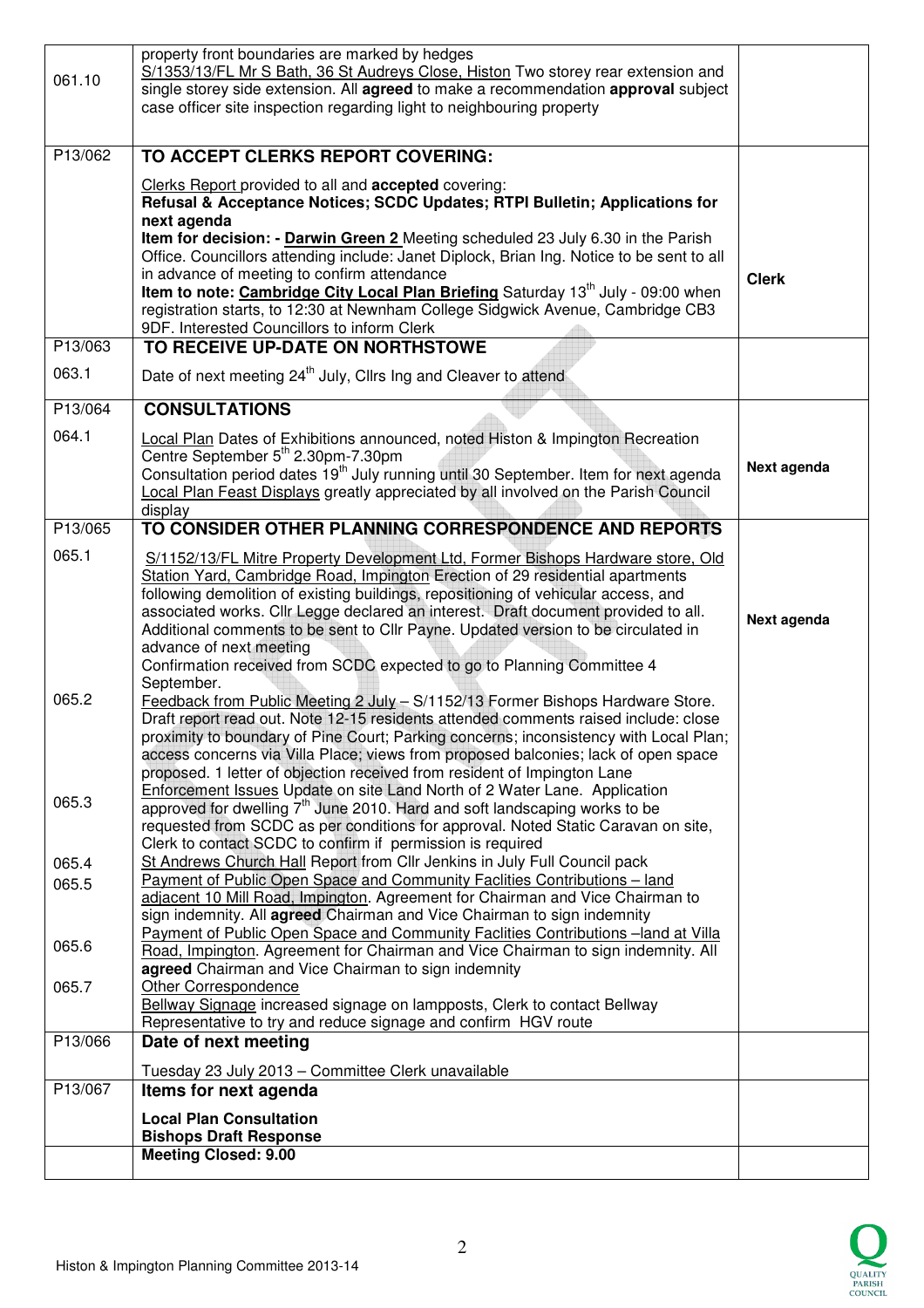| | | |
|---|---|---|
| 061.10 | property front boundaries are marked by hedges<br>S/1353/13/FL Mr S Bath, 36 St Audreys Close, Histon Two storey rear extension and single storey side extension. All **agreed** to make a recommendation **approval** subject case officer site inspection regarding light to neighbouring property | |
| P13/062 | **TO ACCEPT CLERKS REPORT COVERING:**<br><br>Clerks Report provided to all and **accepted** covering:<br>**Refusal & Acceptance Notices; SCDC Updates; RTPI Bulletin; Applications for next agenda**<br>**Item for decision: - Darwin Green 2** Meeting scheduled 23 July 6.30 in the Parish Office. Councillors attending include: Janet Diplock, Brian Ing. Notice to be sent to all in advance of meeting to confirm attendance<br>**Item to note: Cambridge City Local Plan Briefing** Saturday 13th July - 09:00 when registration starts, to 12:30 at Newnham College Sidgwick Avenue, Cambridge CB3 9DF. Interested Councillors to inform Clerk | **Clerk** |
| P13/063 | **TO RECEIVE UP-DATE ON NORTHSTOWE** | |
| 063.1 | Date of next meeting 24th July, Cllrs Ing and Cleaver to attend | |
| P13/064 | **CONSULTATIONS** | |
| 064.1 | Local Plan Dates of Exhibitions announced, noted Histon & Impington Recreation Centre September 5th 2.30pm-7.30pm<br>Consultation period dates 19th July running until 30 September. Item for next agenda<br>Local Plan Feast Displays greatly appreciated by all involved on the Parish Council display | **Next agenda** |
| P13/065 | **TO CONSIDER OTHER PLANNING CORRESPONDENCE AND REPORTS** | |
| 065.1 | S/1152/13/FL Mitre Property Development Ltd, Former Bishops Hardware store, Old Station Yard, Cambridge Road, Impington Erection of 29 residential apartments following demolition of existing buildings, repositioning of vehicular access, and associated works. Cllr Legge declared an interest. Draft document provided to all. Additional comments to be sent to Cllr Payne. Updated version to be circulated in advance of next meeting<br>Confirmation received from SCDC expected to go to Planning Committee 4 September. | **Next agenda** |
| 065.2 | Feedback from Public Meeting 2 July – S/1152/13 Former Bishops Hardware Store. Draft report read out. Note 12-15 residents attended comments raised include: close proximity to boundary of Pine Court; Parking concerns; inconsistency with Local Plan; access concerns via Villa Place; views from proposed balconies; lack of open space proposed. 1 letter of objection received from resident of Impington Lane | |
| 065.3 | Enforcement Issues Update on site Land North of 2 Water Lane. Application approved for dwelling 7th June 2010. Hard and soft landscaping works to be requested from SCDC as per conditions for approval. Noted Static Caravan on site, Clerk to contact SCDC to confirm if permission is required | |
| 065.4 | St Andrews Church Hall Report from Cllr Jenkins in July Full Council pack | |
| 065.5 | Payment of Public Open Space and Community Faclities Contributions – land adjacent 10 Mill Road, Impington. Agreement for Chairman and Vice Chairman to sign indemnity. All **agreed** Chairman and Vice Chairman to sign indemnity | |
| 065.6 | Payment of Public Open Space and Community Faclities Contributions –land at Villa Road, Impington. Agreement for Chairman and Vice Chairman to sign indemnity. All **agreed** Chairman and Vice Chairman to sign indemnity | |
| 065.7 | Other Correspondence<br>Bellway Signage increased signage on lampposts, Clerk to contact Bellway Representative to try and reduce signage and confirm HGV route | |
| P13/066 | **Date of next meeting**<br><br>Tuesday 23 July 2013 – Committee Clerk unavailable | |
| P13/067 | **Items for next agenda**<br><br>**Local Plan Consultation**<br>**Bishops Draft Response** | |
| | **Meeting Closed: 9.00** | |